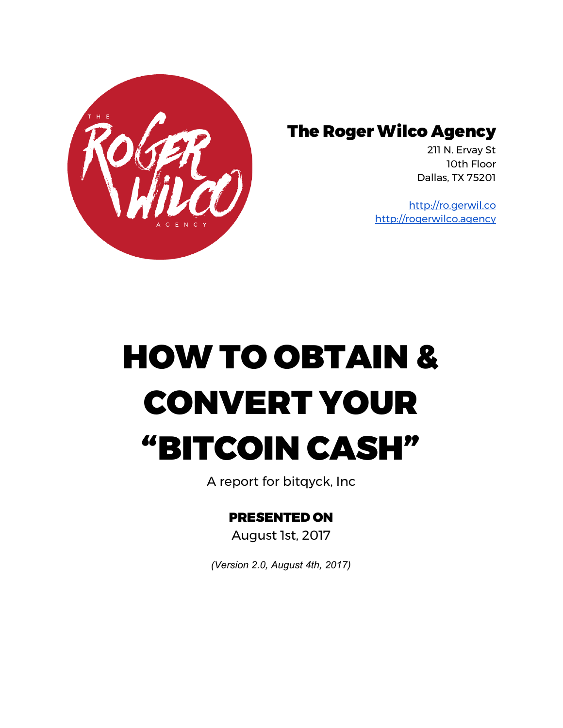## The Roger Wilco Agency

211 N. Ervay St
10th Floor
Dallas, TX 75201

http://ro.gerwil.co
http://rogerwilco.agency

# HOW TO OBTAIN & CONVERT YOUR "BITCOIN CASH"

A report for bitqyck, Inc

**PRESENTED ON**

August 1st, 2017

*(Version 2.0, August 4th, 2017)*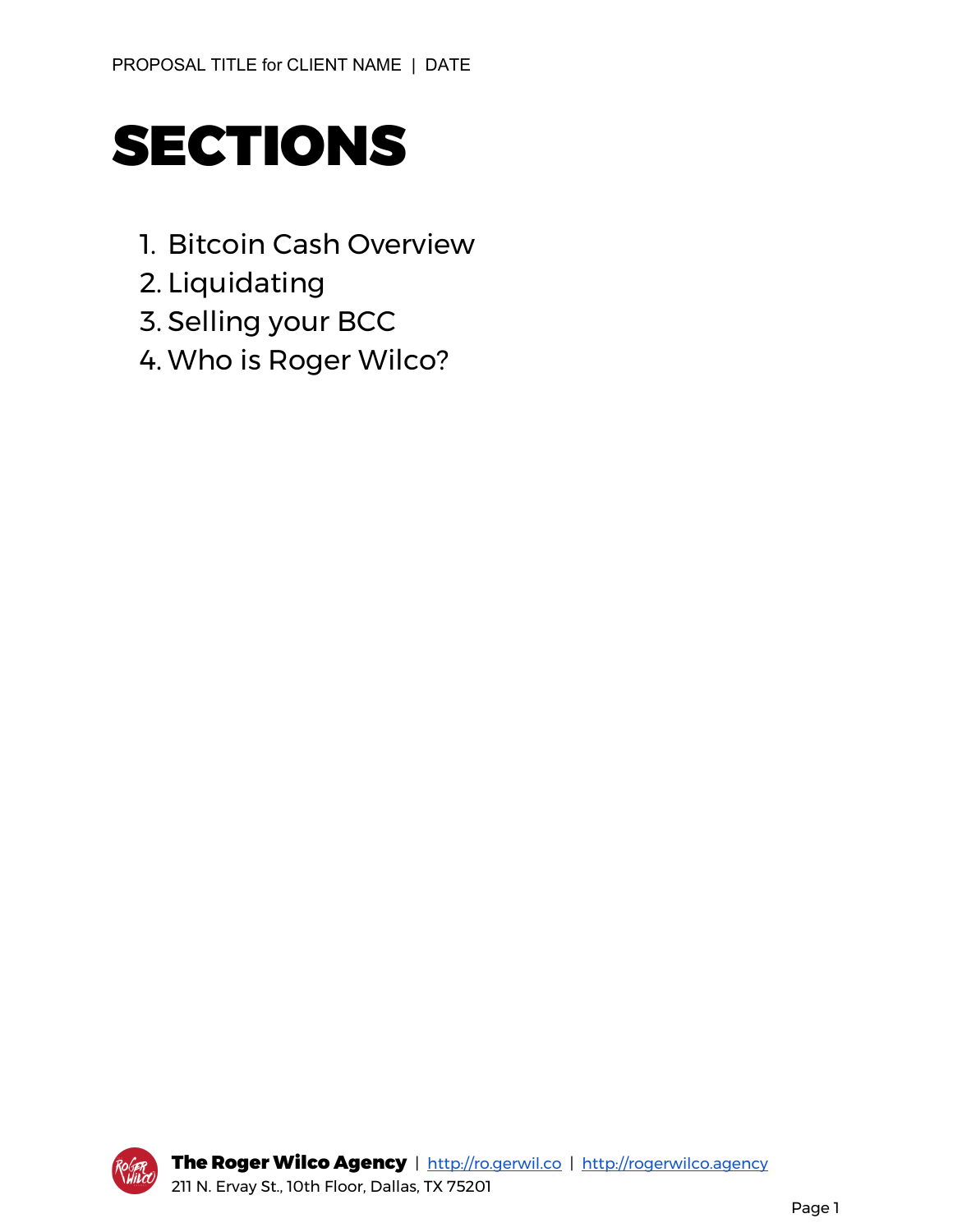# SECTIONS

1. Bitcoin Cash Overview
2. Liquidating
3. Selling your BCC
4. Who is Roger Wilco?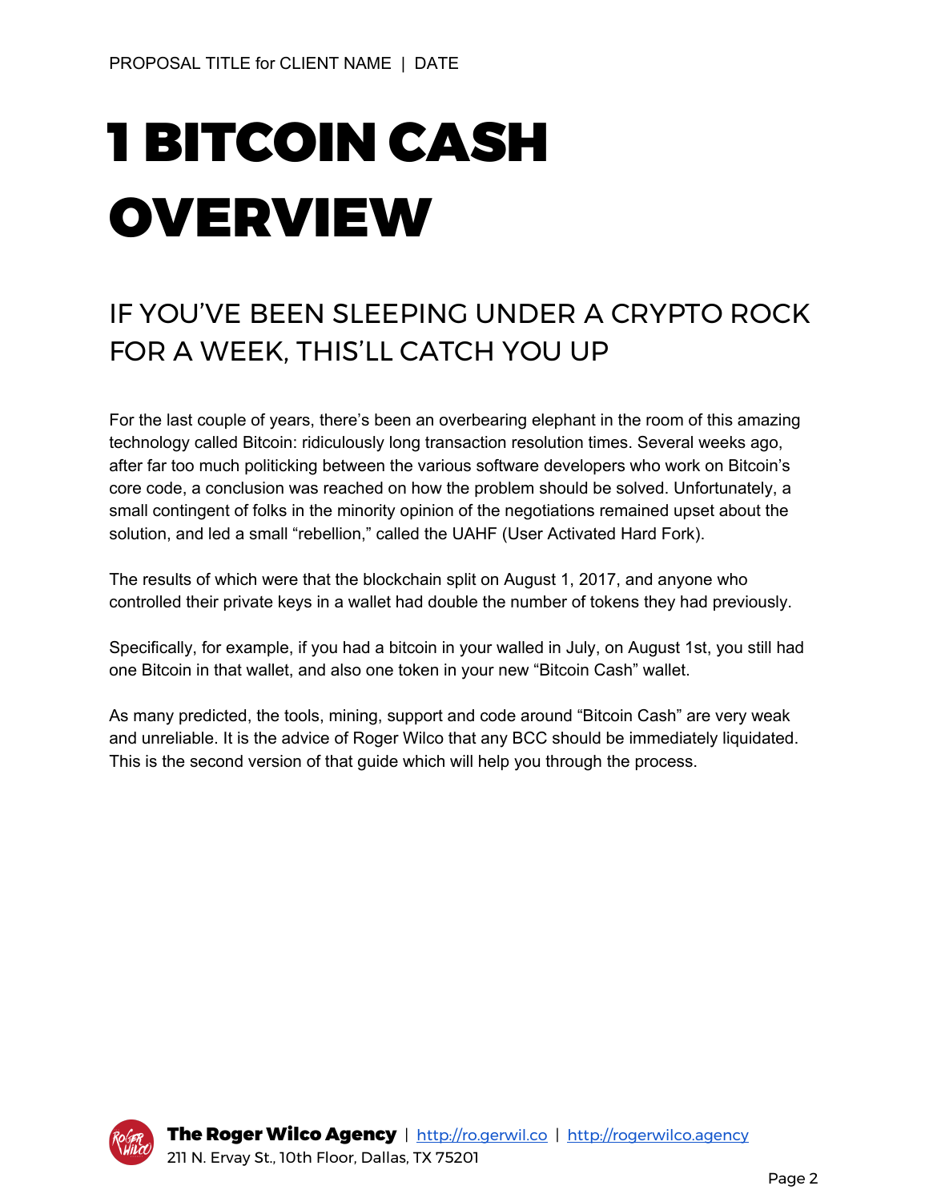# 1 BITCOIN CASH OVERVIEW

## IF YOU'VE BEEN SLEEPING UNDER A CRYPTO ROCK FOR A WEEK, THIS'LL CATCH YOU UP

For the last couple of years, there's been an overbearing elephant in the room of this amazing technology called Bitcoin: ridiculously long transaction resolution times. Several weeks ago, after far too much politicking between the various software developers who work on Bitcoin's core code, a conclusion was reached on how the problem should be solved. Unfortunately, a small contingent of folks in the minority opinion of the negotiations remained upset about the solution, and led a small "rebellion," called the UAHF (User Activated Hard Fork).

The results of which were that the blockchain split on August 1, 2017, and anyone who controlled their private keys in a wallet had double the number of tokens they had previously.

Specifically, for example, if you had a bitcoin in your walled in July, on August 1st, you still had one Bitcoin in that wallet, and also one token in your new "Bitcoin Cash" wallet.

As many predicted, the tools, mining, support and code around "Bitcoin Cash" are very weak and unreliable. It is the advice of Roger Wilco that any BCC should be immediately liquidated. This is the second version of that guide which will help you through the process.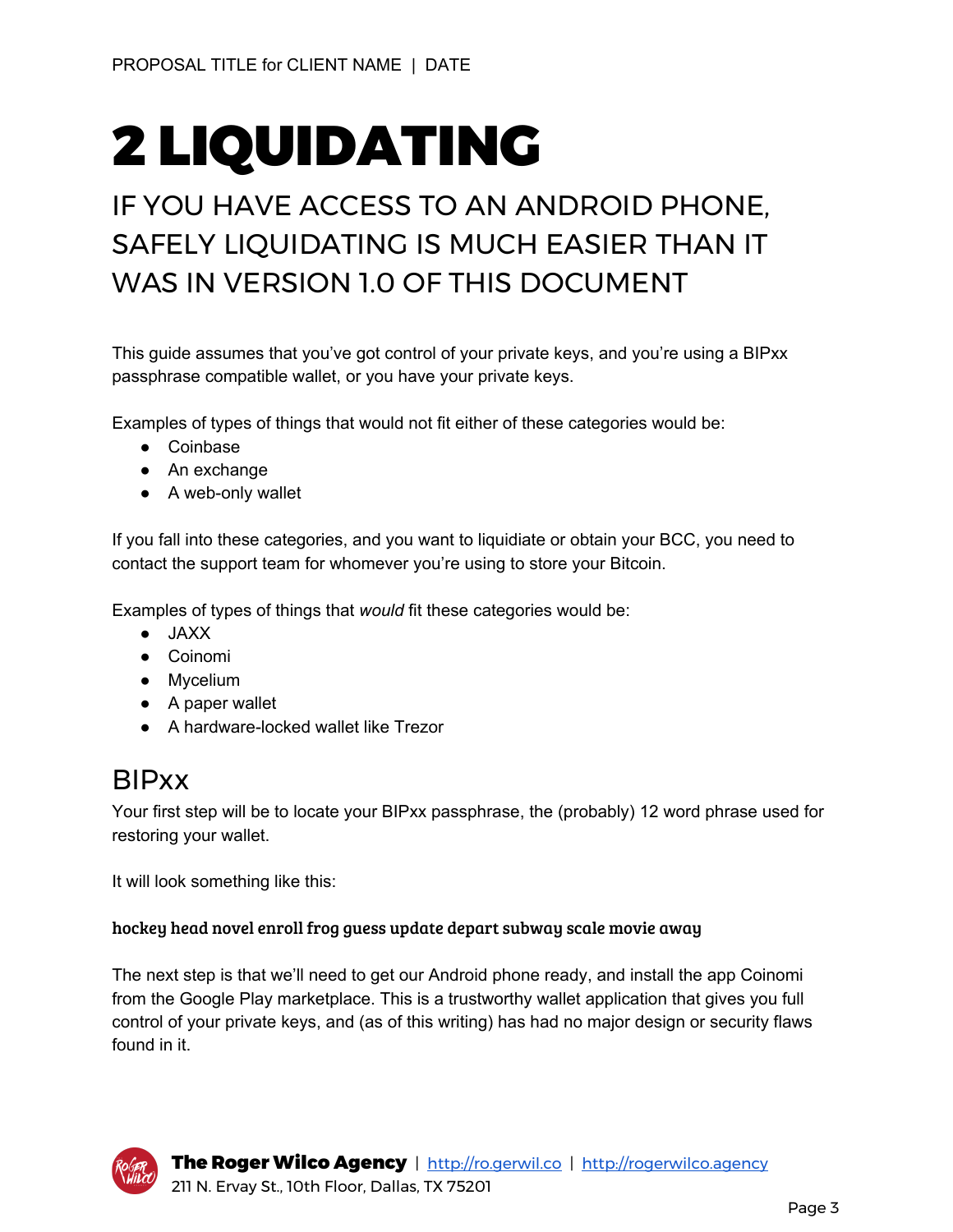# 2 LIQUIDATING

## IF YOU HAVE ACCESS TO AN ANDROID PHONE, SAFELY LIQUIDATING IS MUCH EASIER THAN IT WAS IN VERSION 1.0 OF THIS DOCUMENT

This guide assumes that you've got control of your private keys, and you're using a BIPxx passphrase compatible wallet, or you have your private keys.

Examples of types of things that would not fit either of these categories would be:

- Coinbase
- An exchange
- A web-only wallet

If you fall into these categories, and you want to liquidiate or obtain your BCC, you need to contact the support team for whomever you're using to store your Bitcoin.

Examples of types of things that *would* fit these categories would be:

- JAXX
- Coinomi
- Mycelium
- A paper wallet
- A hardware-locked wallet like Trezor

## BIPxx

Your first step will be to locate your BIPxx passphrase, the (probably) 12 word phrase used for restoring your wallet.

It will look something like this:

**hockey head novel enroll frog guess update depart subway scale movie away**

The next step is that we'll need to get our Android phone ready, and install the app Coinomi from the Google Play marketplace. This is a trustworthy wallet application that gives you full control of your private keys, and (as of this writing) has had no major design or security flaws found in it.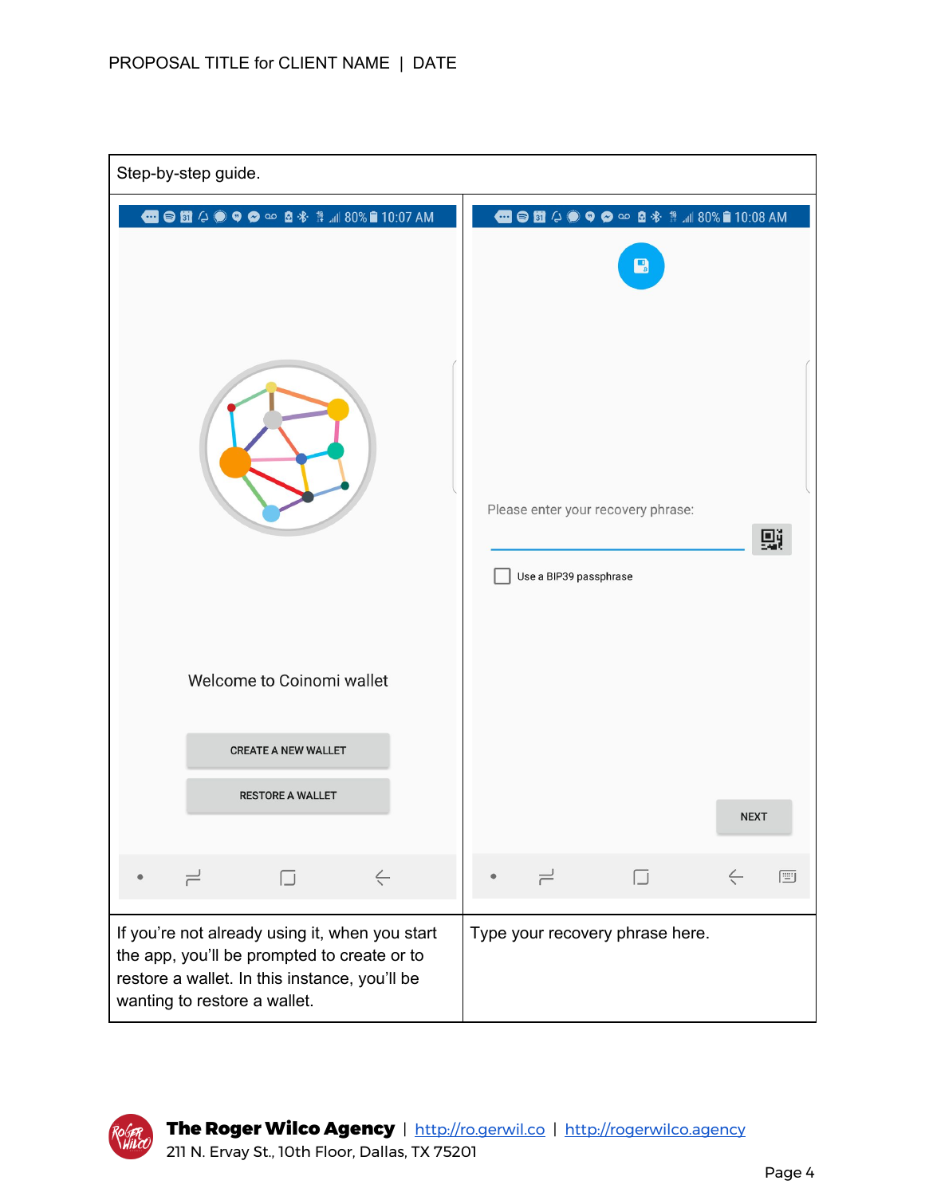| Step-by-step guide. | |
| --- | --- |
| Welcome to Coinomi wallet<br><br>CREATE A NEW WALLET<br><br>RESTORE A WALLET | Please enter your recovery phrase:<br><br>Use a BIP39 passphrase<br><br>NEXT |
| If you’re not already using it, when you start the app, you’ll be prompted to create or to restore a wallet. In this instance, you’ll be wanting to restore a wallet. | Type your recovery phrase here. |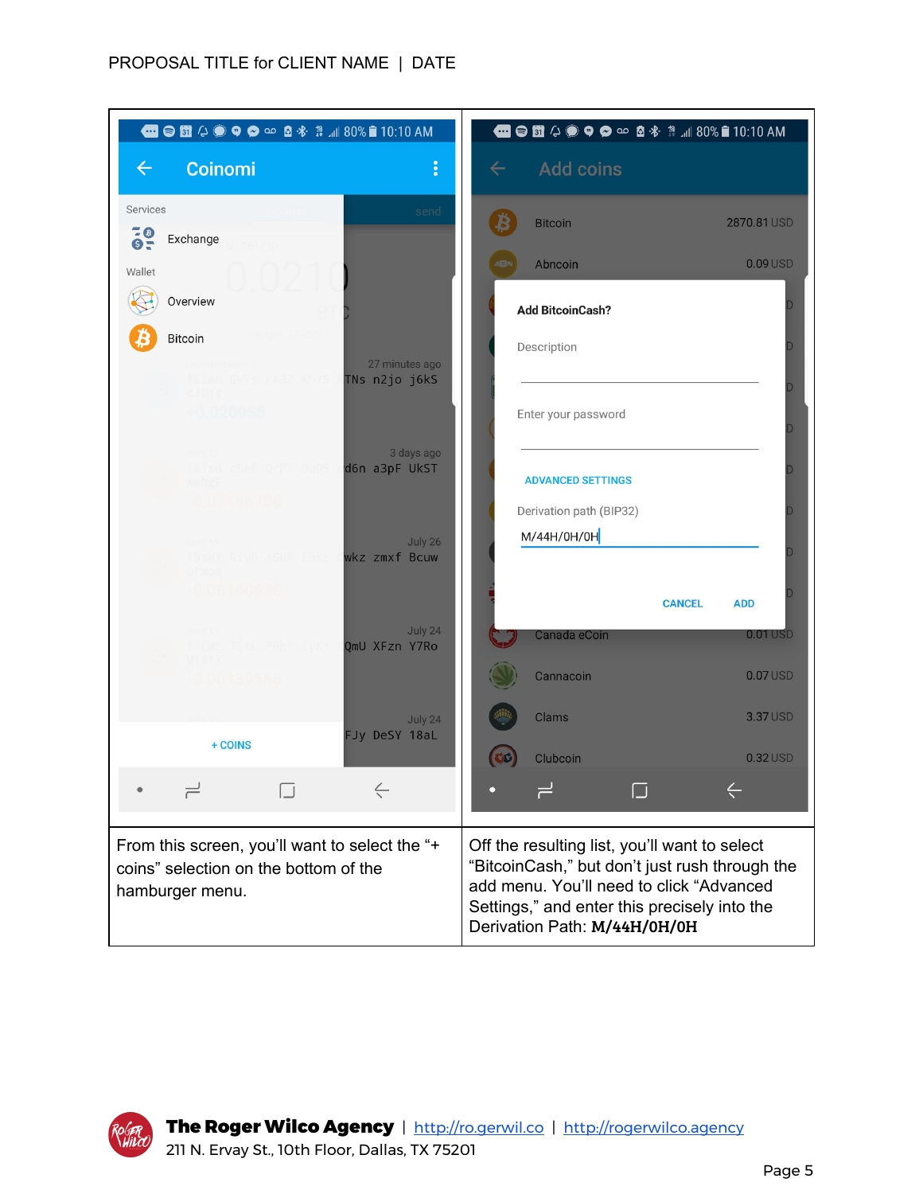| | |
|---|---|
| From this screen, you'll want to select the "+ coins" selection on the bottom of the hamburger menu. | Off the resulting list, you'll want to select "BitcoinCash," but don't just rush through the add menu. You'll need to click "Advanced Settings," and enter this precisely into the Derivation Path: **`M/44H/0H/0H`** |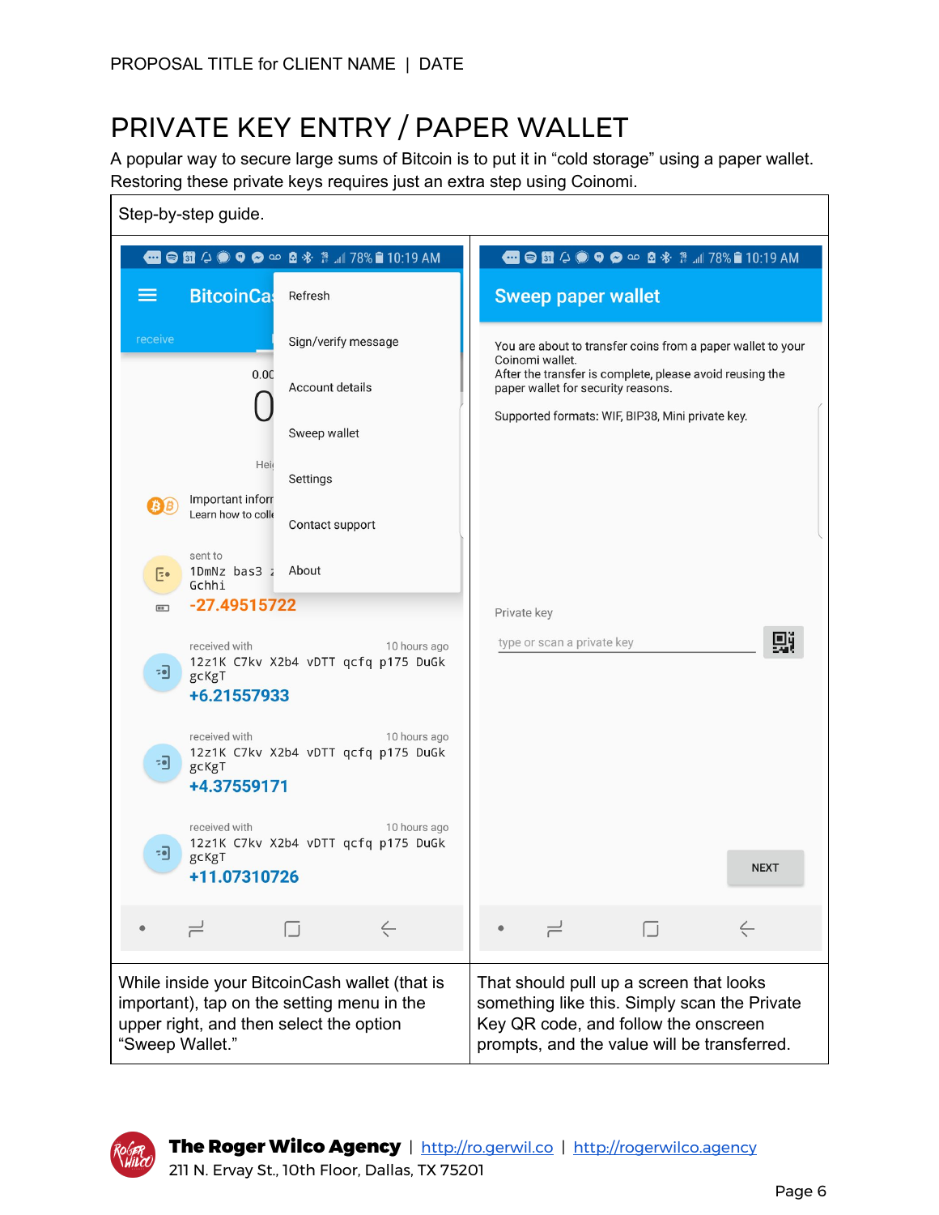# PRIVATE KEY ENTRY / PAPER WALLET

A popular way to secure large sums of Bitcoin is to put it in "cold storage" using a paper wallet. Restoring these private keys requires just an extra step using Coinomi.

| Step-by-step guide. | |
| --- | --- |
| | |
| While inside your BitcoinCash wallet (that is important), tap on the setting menu in the upper right, and then select the option "Sweep Wallet." | That should pull up a screen that looks something like this. Simply scan the Private Key QR code, and follow the onscreen prompts, and the value will be transferred. |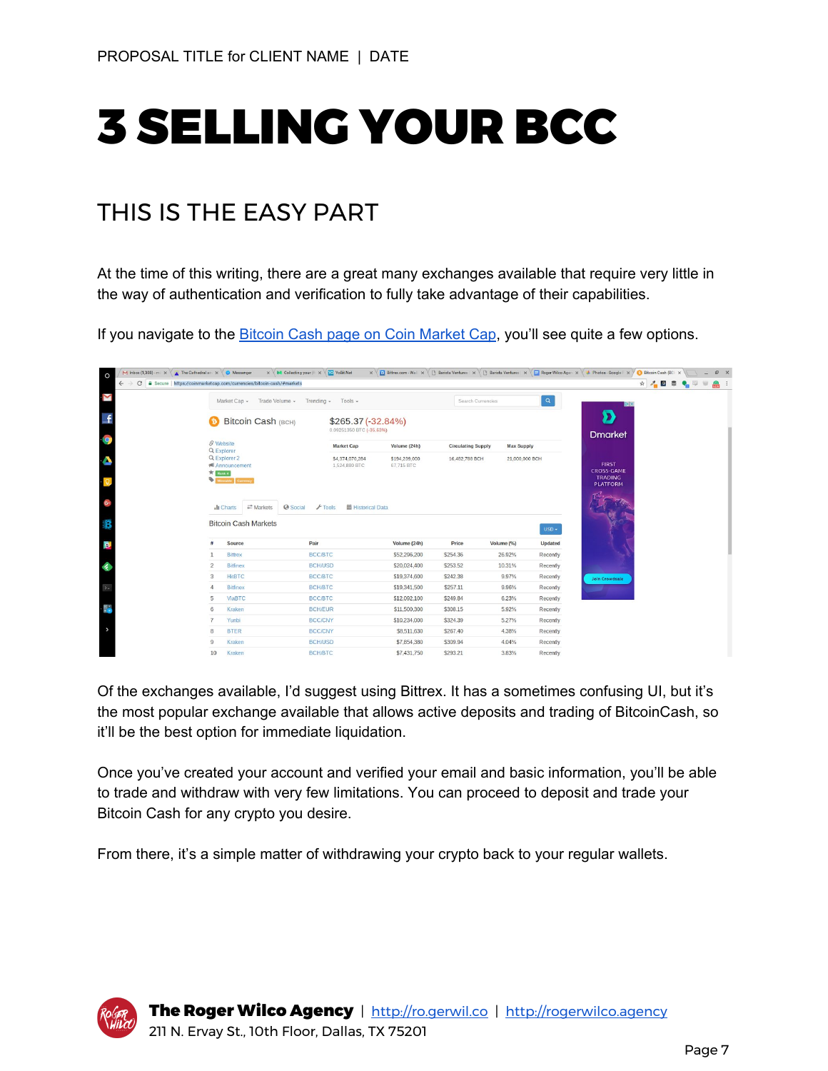# 3 SELLING YOUR BCC

## THIS IS THE EASY PART

At the time of this writing, there are a great many exchanges available that require very little in the way of authentication and verification to fully take advantage of their capabilities.

If you navigate to the [Bitcoin Cash page on Coin Market Cap](https://coinmarketcap.com/currencies/bitcoin-cash/#markets), you'll see quite a few options.

Of the exchanges available, I'd suggest using Bittrex. It has a sometimes confusing UI, but it's the most popular exchange available that allows active deposits and trading of BitcoinCash, so it'll be the best option for immediate liquidation.

Once you've created your account and verified your email and basic information, you'll be able to trade and withdraw with very few limitations. You can proceed to deposit and trade your Bitcoin Cash for any crypto you desire.

From there, it's a simple matter of withdrawing your crypto back to your regular wallets.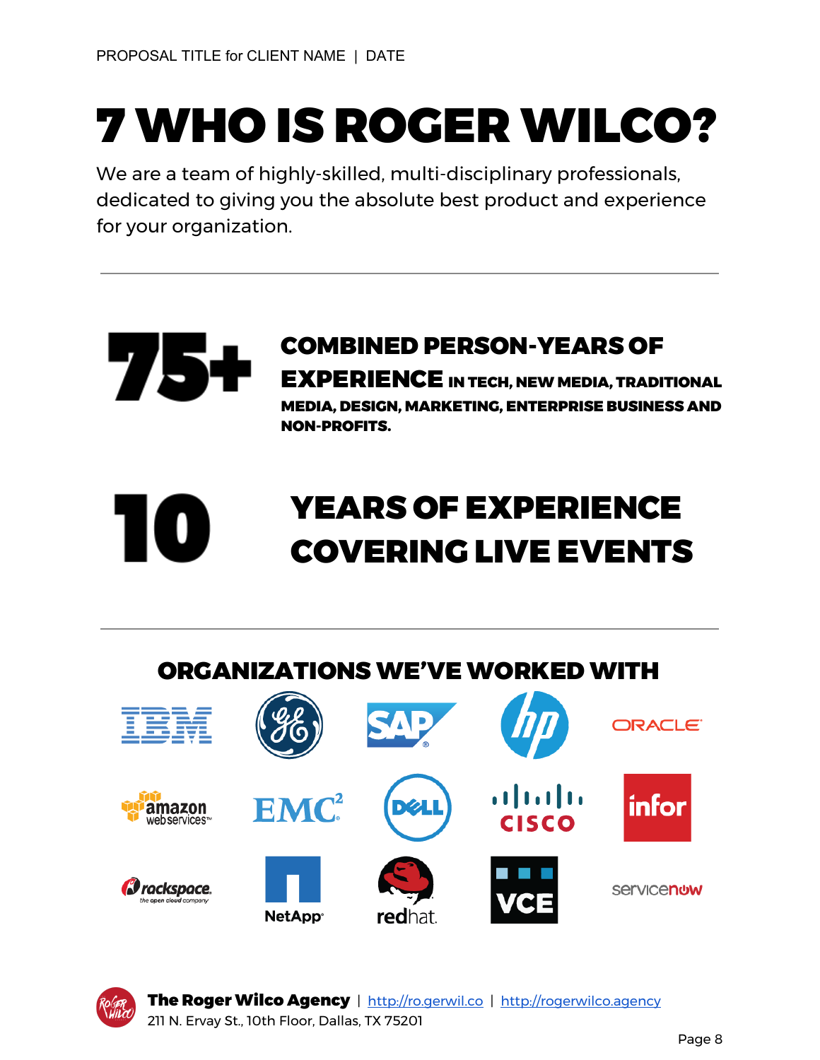# 7 WHO IS ROGER WILCO?

We are a team of highly-skilled, multi-disciplinary professionals, dedicated to giving you the absolute best product and experience for your organization.

---

**75+** **COMBINED PERSON-YEARS OF EXPERIENCE** IN TECH, NEW MEDIA, TRADITIONAL MEDIA, DESIGN, MARKETING, ENTERPRISE BUSINESS AND NON-PROFITS.

**10** **YEARS OF EXPERIENCE COVERING LIVE EVENTS**

---

## ORGANIZATIONS WE'VE WORKED WITH

IBM, GE, SAP, hp, ORACLE

amazon web services, EMC², DELL, CISCO, infor

rackspace (the open cloud company), NetApp, redhat, VCE, servicenow

**The Roger Wilco Agency** | http://ro.gerwil.co | http://rogerwilco.agency
211 N. Ervay St., 10th Floor, Dallas, TX 75201